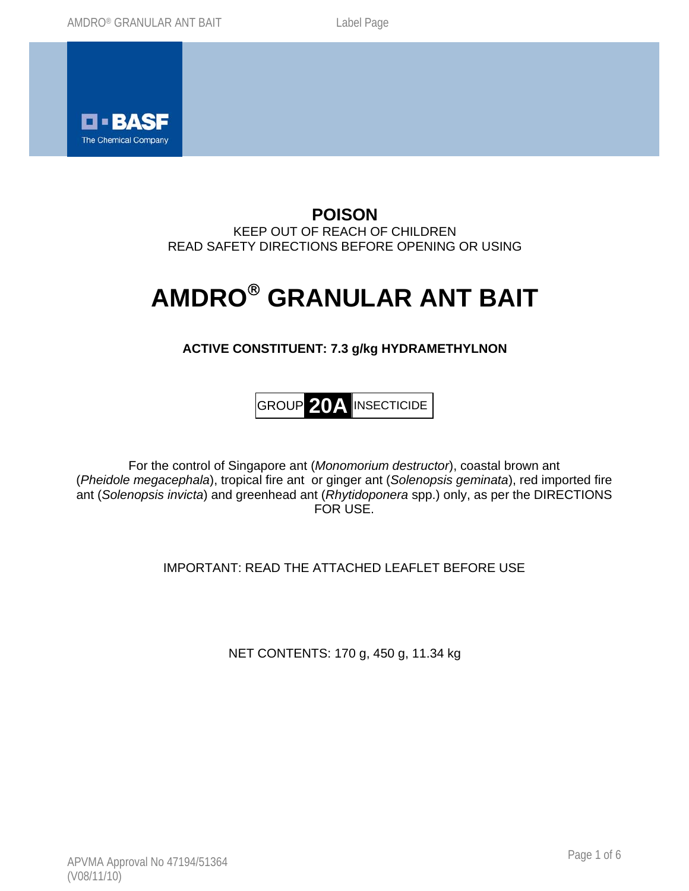BASF
The Chemical Company

**POISON**

KEEP OUT OF REACH OF CHILDREN
READ SAFETY DIRECTIONS BEFORE OPENING OR USING

# AMDRO® GRANULAR ANT BAIT

**ACTIVE CONSTITUENT: 7.3 g/kg HYDRAMETHYLNON**

GROUP **20A** INSECTICIDE

For the control of Singapore ant (*Monomorium destructor*), coastal brown ant (*Pheidole megacephala*), tropical fire ant or ginger ant (*Solenopsis geminata*), red imported fire ant (*Solenopsis invicta*) and greenhead ant (*Rhytidoponera* spp.) only, as per the DIRECTIONS FOR USE.

IMPORTANT: READ THE ATTACHED LEAFLET BEFORE USE

NET CONTENTS: 170 g, 450 g, 11.34 kg

APVMA Approval No 47194/51364
(V08/11/10)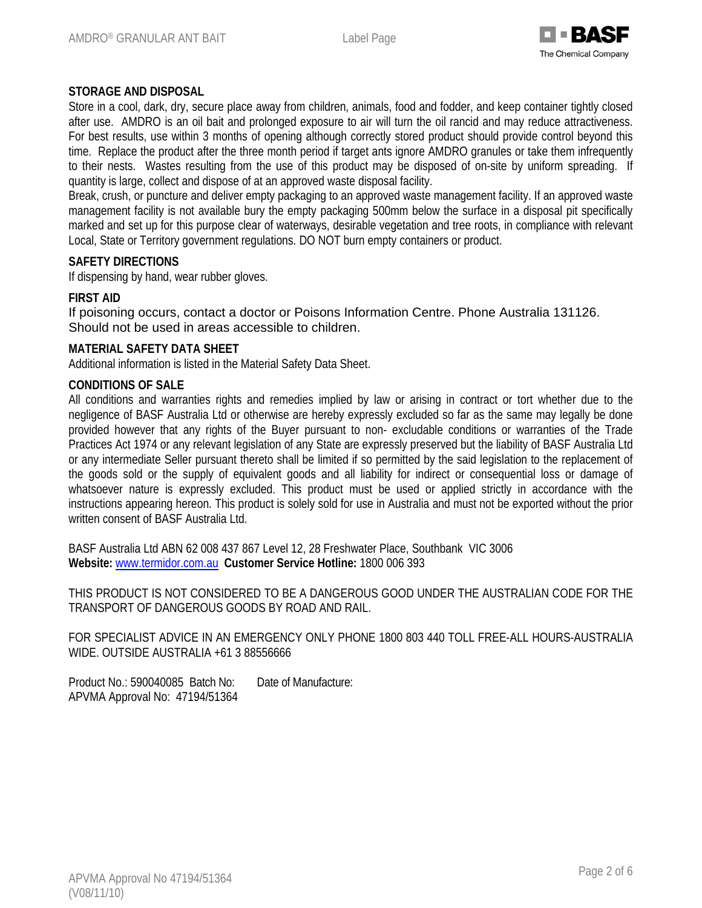## STORAGE AND DISPOSAL

Store in a cool, dark, dry, secure place away from children, animals, food and fodder, and keep container tightly closed after use. AMDRO is an oil bait and prolonged exposure to air will turn the oil rancid and may reduce attractiveness. For best results, use within 3 months of opening although correctly stored product should provide control beyond this time. Replace the product after the three month period if target ants ignore AMDRO granules or take them infrequently to their nests. Wastes resulting from the use of this product may be disposed of on-site by uniform spreading. If quantity is large, collect and dispose of at an approved waste disposal facility.

Break, crush, or puncture and deliver empty packaging to an approved waste management facility. If an approved waste management facility is not available bury the empty packaging 500mm below the surface in a disposal pit specifically marked and set up for this purpose clear of waterways, desirable vegetation and tree roots, in compliance with relevant Local, State or Territory government regulations. DO NOT burn empty containers or product.

## SAFETY DIRECTIONS

If dispensing by hand, wear rubber gloves.

## FIRST AID

If poisoning occurs, contact a doctor or Poisons Information Centre. Phone Australia 131126.
Should not be used in areas accessible to children.

## MATERIAL SAFETY DATA SHEET

Additional information is listed in the Material Safety Data Sheet.

## CONDITIONS OF SALE

All conditions and warranties rights and remedies implied by law or arising in contract or tort whether due to the negligence of BASF Australia Ltd or otherwise are hereby expressly excluded so far as the same may legally be done provided however that any rights of the Buyer pursuant to non- excludable conditions or warranties of the Trade Practices Act 1974 or any relevant legislation of any State are expressly preserved but the liability of BASF Australia Ltd or any intermediate Seller pursuant thereto shall be limited if so permitted by the said legislation to the replacement of the goods sold or the supply of equivalent goods and all liability for indirect or consequential loss or damage of whatsoever nature is expressly excluded. This product must be used or applied strictly in accordance with the instructions appearing hereon. This product is solely sold for use in Australia and must not be exported without the prior written consent of BASF Australia Ltd.

BASF Australia Ltd ABN 62 008 437 867 Level 12, 28 Freshwater Place, Southbank VIC 3006
**Website:** www.termidor.com.au **Customer Service Hotline:** 1800 006 393

THIS PRODUCT IS NOT CONSIDERED TO BE A DANGEROUS GOOD UNDER THE AUSTRALIAN CODE FOR THE TRANSPORT OF DANGEROUS GOODS BY ROAD AND RAIL.

FOR SPECIALIST ADVICE IN AN EMERGENCY ONLY PHONE 1800 803 440 TOLL FREE-ALL HOURS-AUSTRALIA WIDE. OUTSIDE AUSTRALIA +61 3 88556666

Product No.: 590040085 Batch No: Date of Manufacture:
APVMA Approval No: 47194/51364

APVMA Approval No 47194/51364
(V08/11/10)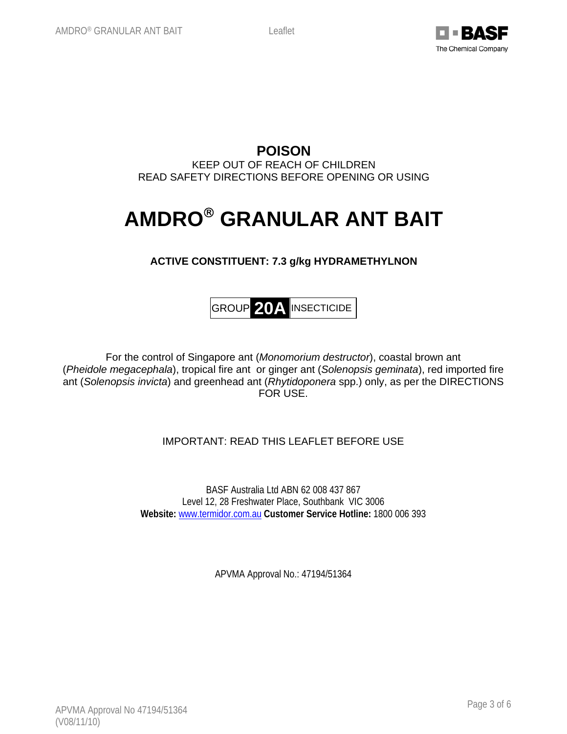**POISON**

KEEP OUT OF REACH OF CHILDREN
READ SAFETY DIRECTIONS BEFORE OPENING OR USING

# AMDRO® GRANULAR ANT BAIT

**ACTIVE CONSTITUENT: 7.3 g/kg HYDRAMETHYLNON**

GROUP **20A** INSECTICIDE

For the control of Singapore ant (*Monomorium destructor*), coastal brown ant (*Pheidole megacephala*), tropical fire ant or ginger ant (*Solenopsis geminata*), red imported fire ant (*Solenopsis invicta*) and greenhead ant (*Rhytidoponera* spp.) only, as per the DIRECTIONS FOR USE.

IMPORTANT: READ THIS LEAFLET BEFORE USE

BASF Australia Ltd ABN 62 008 437 867
Level 12, 28 Freshwater Place, Southbank VIC 3006
**Website:** www.termidor.com.au **Customer Service Hotline:** 1800 006 393

APVMA Approval No.: 47194/51364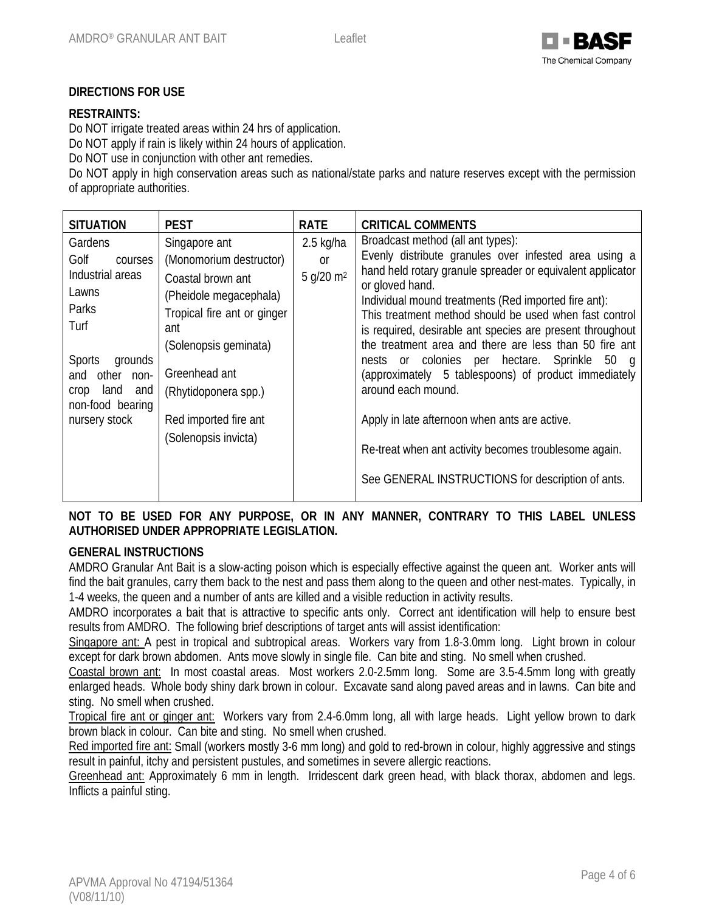## DIRECTIONS FOR USE

**RESTRAINTS:**

Do NOT irrigate treated areas within 24 hrs of application.
Do NOT apply if rain is likely within 24 hours of application.
Do NOT use in conjunction with other ant remedies.
Do NOT apply in high conservation areas such as national/state parks and nature reserves except with the permission of appropriate authorities.

| SITUATION | PEST | RATE | CRITICAL COMMENTS |
|---|---|---|---|
| Gardens<br>Golf courses<br>Industrial areas<br>Lawns<br>Parks<br>Turf<br><br>Sports grounds and other non-crop land and non-food bearing nursery stock | Singapore ant<br>(Monomorium destructor)<br>Coastal brown ant<br>(Pheidole megacephala)<br>Tropical fire ant or ginger ant<br>(Solenopsis geminata)<br><br>Greenhead ant<br>(Rhytidoponera spp.)<br><br>Red imported fire ant<br>(Solenopsis invicta) | 2.5 kg/ha<br>or<br>5 g/20 m$^2$ | Broadcast method (all ant types):<br>Evenly distribute granules over infested area using a hand held rotary granule spreader or equivalent applicator or gloved hand.<br>Individual mound treatments (Red imported fire ant):<br>This treatment method should be used when fast control is required, desirable ant species are present throughout the treatment area and there are less than 50 fire ant nests or colonies per hectare. Sprinkle 50 g (approximately 5 tablespoons) of product immediately around each mound.<br><br>Apply in late afternoon when ants are active.<br><br>Re-treat when ant activity becomes troublesome again.<br><br>See GENERAL INSTRUCTIONS for description of ants. |

**NOT TO BE USED FOR ANY PURPOSE, OR IN ANY MANNER, CONTRARY TO THIS LABEL UNLESS AUTHORISED UNDER APPROPRIATE LEGISLATION.**

**GENERAL INSTRUCTIONS**

AMDRO Granular Ant Bait is a slow-acting poison which is especially effective against the queen ant. Worker ants will find the bait granules, carry them back to the nest and pass them along to the queen and other nest-mates. Typically, in 1-4 weeks, the queen and a number of ants are killed and a visible reduction in activity results.

AMDRO incorporates a bait that is attractive to specific ants only. Correct ant identification will help to ensure best results from AMDRO. The following brief descriptions of target ants will assist identification:

Singapore ant: A pest in tropical and subtropical areas. Workers vary from 1.8-3.0mm long. Light brown in colour except for dark brown abdomen. Ants move slowly in single file. Can bite and sting. No smell when crushed.

Coastal brown ant: In most coastal areas. Most workers 2.0-2.5mm long. Some are 3.5-4.5mm long with greatly enlarged heads. Whole body shiny dark brown in colour. Excavate sand along paved areas and in lawns. Can bite and sting. No smell when crushed.

Tropical fire ant or ginger ant: Workers vary from 2.4-6.0mm long, all with large heads. Light yellow brown to dark brown black in colour. Can bite and sting. No smell when crushed.

Red imported fire ant: Small (workers mostly 3-6 mm long) and gold to red-brown in colour, highly aggressive and stings result in painful, itchy and persistent pustules, and sometimes in severe allergic reactions.

Greenhead ant: Approximately 6 mm in length. Irridescent dark green head, with black thorax, abdomen and legs. Inflicts a painful sting.

APVMA Approval No 47194/51364
(V08/11/10)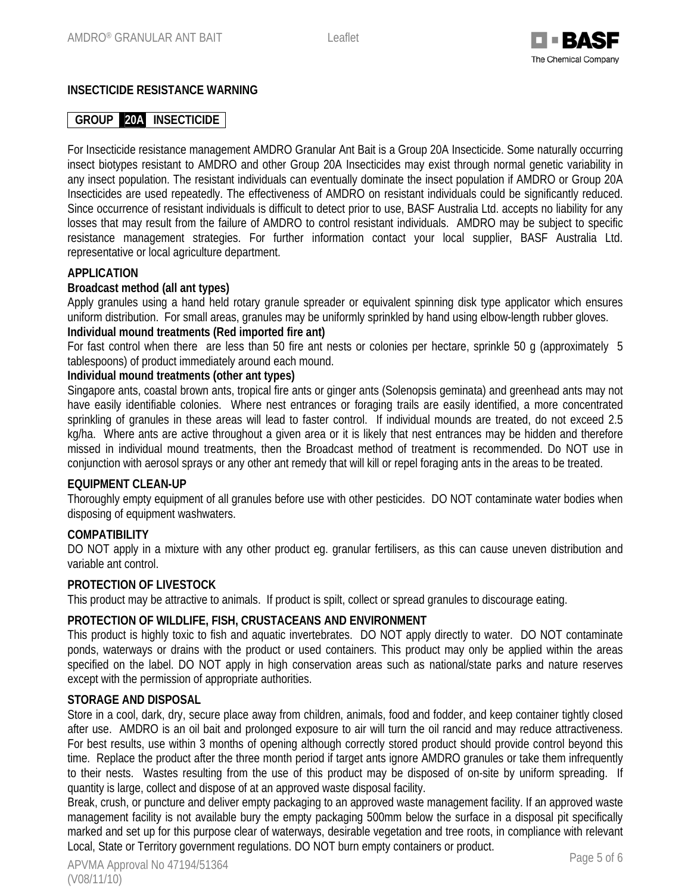## INSECTICIDE RESISTANCE WARNING

**GROUP 20A INSECTICIDE**

For Insecticide resistance management AMDRO Granular Ant Bait is a Group 20A Insecticide. Some naturally occurring insect biotypes resistant to AMDRO and other Group 20A Insecticides may exist through normal genetic variability in any insect population. The resistant individuals can eventually dominate the insect population if AMDRO or Group 20A Insecticides are used repeatedly. The effectiveness of AMDRO on resistant individuals could be significantly reduced. Since occurrence of resistant individuals is difficult to detect prior to use, BASF Australia Ltd. accepts no liability for any losses that may result from the failure of AMDRO to control resistant individuals. AMDRO may be subject to specific resistance management strategies. For further information contact your local supplier, BASF Australia Ltd. representative or local agriculture department.

## APPLICATION

**Broadcast method (all ant types)**

Apply granules using a hand held rotary granule spreader or equivalent spinning disk type applicator which ensures uniform distribution. For small areas, granules may be uniformly sprinkled by hand using elbow-length rubber gloves.

**Individual mound treatments (Red imported fire ant)**

For fast control when there are less than 50 fire ant nests or colonies per hectare, sprinkle 50 g (approximately 5 tablespoons) of product immediately around each mound.

**Individual mound treatments (other ant types)**

Singapore ants, coastal brown ants, tropical fire ants or ginger ants (Solenopsis geminata) and greenhead ants may not have easily identifiable colonies. Where nest entrances or foraging trails are easily identified, a more concentrated sprinkling of granules in these areas will lead to faster control. If individual mounds are treated, do not exceed 2.5 kg/ha. Where ants are active throughout a given area or it is likely that nest entrances may be hidden and therefore missed in individual mound treatments, then the Broadcast method of treatment is recommended. Do NOT use in conjunction with aerosol sprays or any other ant remedy that will kill or repel foraging ants in the areas to be treated.

## EQUIPMENT CLEAN-UP

Thoroughly empty equipment of all granules before use with other pesticides. DO NOT contaminate water bodies when disposing of equipment washwaters.

## COMPATIBILITY

DO NOT apply in a mixture with any other product eg. granular fertilisers, as this can cause uneven distribution and variable ant control.

## PROTECTION OF LIVESTOCK

This product may be attractive to animals. If product is spilt, collect or spread granules to discourage eating.

## PROTECTION OF WILDLIFE, FISH, CRUSTACEANS AND ENVIRONMENT

This product is highly toxic to fish and aquatic invertebrates. DO NOT apply directly to water. DO NOT contaminate ponds, waterways or drains with the product or used containers. This product may only be applied within the areas specified on the label. DO NOT apply in high conservation areas such as national/state parks and nature reserves except with the permission of appropriate authorities.

## STORAGE AND DISPOSAL

Store in a cool, dark, dry, secure place away from children, animals, food and fodder, and keep container tightly closed after use. AMDRO is an oil bait and prolonged exposure to air will turn the oil rancid and may reduce attractiveness. For best results, use within 3 months of opening although correctly stored product should provide control beyond this time. Replace the product after the three month period if target ants ignore AMDRO granules or take them infrequently to their nests. Wastes resulting from the use of this product may be disposed of on-site by uniform spreading. If quantity is large, collect and dispose of at an approved waste disposal facility.

Break, crush, or puncture and deliver empty packaging to an approved waste management facility. If an approved waste management facility is not available bury the empty packaging 500mm below the surface in a disposal pit specifically marked and set up for this purpose clear of waterways, desirable vegetation and tree roots, in compliance with relevant Local, State or Territory government regulations. DO NOT burn empty containers or product.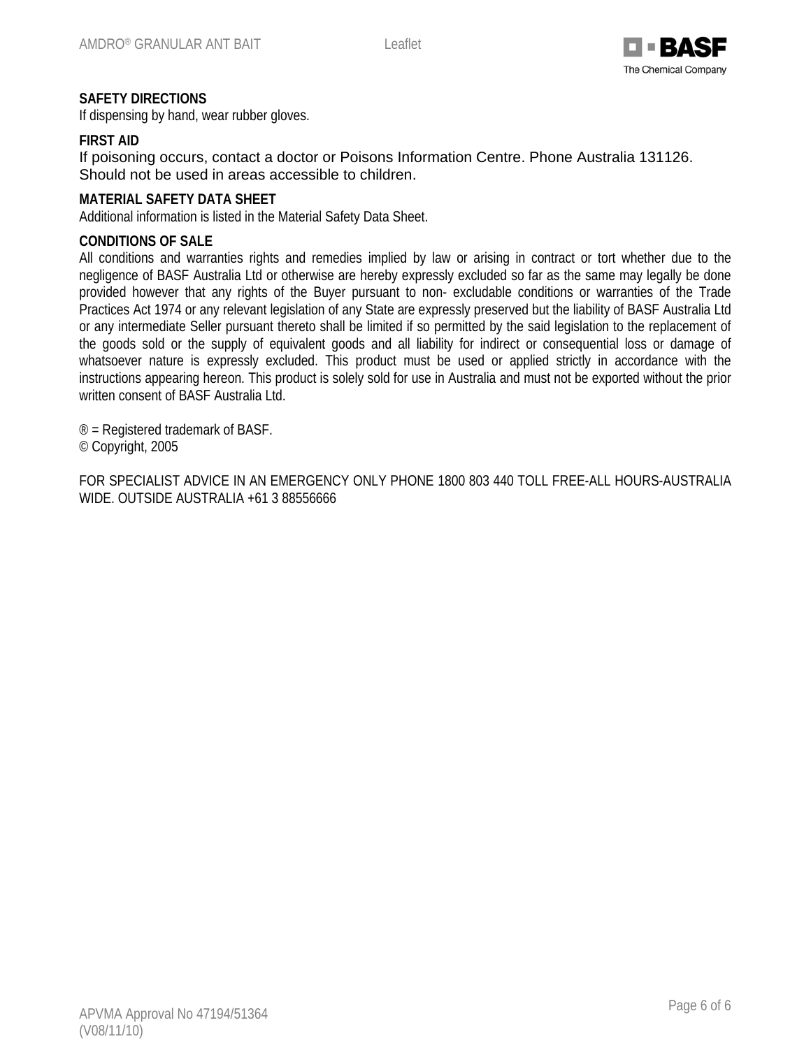**SAFETY DIRECTIONS**

If dispensing by hand, wear rubber gloves.

**FIRST AID**

If poisoning occurs, contact a doctor or Poisons Information Centre. Phone Australia 131126.
Should not be used in areas accessible to children.

**MATERIAL SAFETY DATA SHEET**

Additional information is listed in the Material Safety Data Sheet.

**CONDITIONS OF SALE**

All conditions and warranties rights and remedies implied by law or arising in contract or tort whether due to the negligence of BASF Australia Ltd or otherwise are hereby expressly excluded so far as the same may legally be done provided however that any rights of the Buyer pursuant to non- excludable conditions or warranties of the Trade Practices Act 1974 or any relevant legislation of any State are expressly preserved but the liability of BASF Australia Ltd or any intermediate Seller pursuant thereto shall be limited if so permitted by the said legislation to the replacement of the goods sold or the supply of equivalent goods and all liability for indirect or consequential loss or damage of whatsoever nature is expressly excluded. This product must be used or applied strictly in accordance with the instructions appearing hereon. This product is solely sold for use in Australia and must not be exported without the prior written consent of BASF Australia Ltd.

® = Registered trademark of BASF.
© Copyright, 2005

FOR SPECIALIST ADVICE IN AN EMERGENCY ONLY PHONE 1800 803 440 TOLL FREE-ALL HOURS-AUSTRALIA WIDE. OUTSIDE AUSTRALIA +61 3 88556666

APVMA Approval No 47194/51364
(V08/11/10)